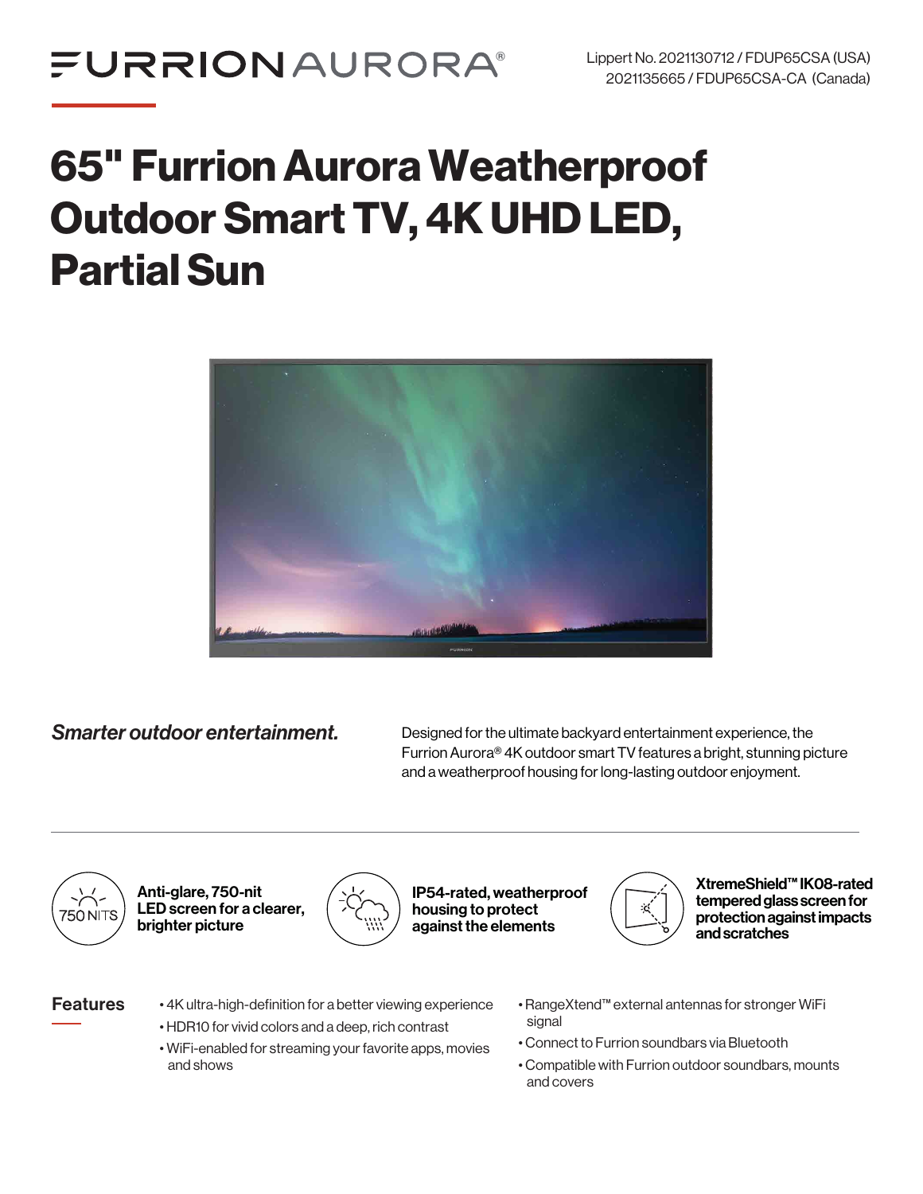FURRION AURORA®

Lippert No. 2021130712 / FDUP65CSA (USA)
2021135665 / FDUP65CSA-CA (Canada)

# 65" Furrion Aurora Weatherproof Outdoor Smart TV, 4K UHD LED, Partial Sun

*Smarter outdoor entertainment.*

Designed for the ultimate backyard entertainment experience, the Furrion Aurora® 4K outdoor smart TV features a bright, stunning picture and a weatherproof housing for long-lasting outdoor enjoyment.

750 NITS

**Anti-glare, 750-nit LED screen for a clearer, brighter picture**

**IP54-rated, weatherproof housing to protect against the elements**

**XtremeShield™ IK08-rated tempered glass screen for protection against impacts and scratches**

## Features

- 4K ultra-high-definition for a better viewing experience
- HDR10 for vivid colors and a deep, rich contrast
- WiFi-enabled for streaming your favorite apps, movies and shows
- RangeXtend™ external antennas for stronger WiFi signal
- Connect to Furrion soundbars via Bluetooth
- Compatible with Furrion outdoor soundbars, mounts and covers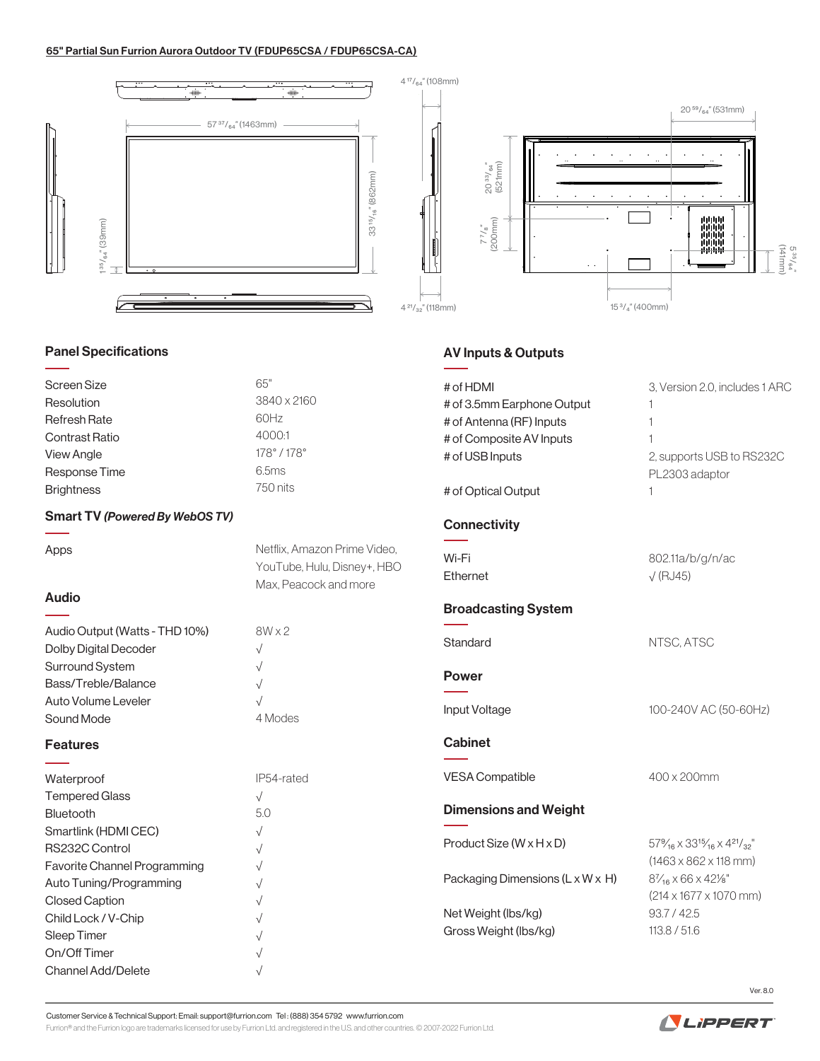65" Partial Sun Furrion Aurora Outdoor TV (FDUP65CSA / FDUP65CSA-CA)

57 37/64" (1463mm)

33 15/16" (862mm)

1 35/64" (39mm)

4 17/64" (108mm)

4 21/32" (118mm)

20 33/64" (521mm)

7 7/8" (200mm)

20 59/64" (531mm)

15 3/4" (400mm)

5 35/64" (141mm)

## Panel Specifications

| | |
|---|---|
| Screen Size | 65" |
| Resolution | 3840 x 2160 |
| Refresh Rate | 60Hz |
| Contrast Ratio | 4000:1 |
| View Angle | 178° / 178° |
| Response Time | 6.5ms |
| Brightness | 750 nits |

## Smart TV *(Powered By WebOS TV)*

| | |
|---|---|
| Apps | Netflix, Amazon Prime Video, YouTube, Hulu, Disney+, HBO Max, Peacock and more |

## Audio

| | |
|---|---|
| Audio Output (Watts - THD 10%) | 8W x 2 |
| Dolby Digital Decoder | √ |
| Surround System | √ |
| Bass/Treble/Balance | √ |
| Auto Volume Leveler | √ |
| Sound Mode | 4 Modes |

## Features

| | |
|---|---|
| Waterproof | IP54-rated |
| Tempered Glass | √ |
| Bluetooth | 5.0 |
| Smartlink (HDMI CEC) | √ |
| RS232C Control | √ |
| Favorite Channel Programming | √ |
| Auto Tuning/Programming | √ |
| Closed Caption | √ |
| Child Lock / V-Chip | √ |
| Sleep Timer | √ |
| On/Off Timer | √ |
| Channel Add/Delete | √ |

## AV Inputs & Outputs

| | |
|---|---|
| # of HDMI | 3, Version 2.0, includes 1 ARC |
| # of 3.5mm Earphone Output | 1 |
| # of Antenna (RF) Inputs | 1 |
| # of Composite AV Inputs | 1 |
| # of USB Inputs | 2, supports USB to RS232C PL2303 adaptor |
| # of Optical Output | 1 |

## Connectivity

| | |
|---|---|
| Wi-Fi | 802.11a/b/g/n/ac |
| Ethernet | √ (RJ45) |

## Broadcasting System

| | |
|---|---|
| Standard | NTSC, ATSC |

## Power

| | |
|---|---|
| Input Voltage | 100-240V AC (50-60Hz) |

## Cabinet

| | |
|---|---|
| VESA Compatible | 400 x 200mm |

## Dimensions and Weight

| | |
|---|---|
| Product Size (W x H x D) | 57 9/16 x 33 15/16 x 4 21/32" (1463 x 862 x 118 mm) |
| Packaging Dimensions (L x W x H) | 8 7/16 x 66 x 42⅛" (214 x 1677 x 1070 mm) |
| Net Weight (lbs/kg) | 93.7 / 42.5 |
| Gross Weight (lbs/kg) | 113.8 / 51.6 |

Ver. 8.0

Customer Service & Technical Support: Email: support@furrion.com Tel : (888) 354 5792 www.furrion.com

Furrion® and the Furrion logo are trademarks licensed for use by Furrion Ltd. and registered in the U.S. and other countries. © 2007-2022 Furrion Ltd.

LIPPERT